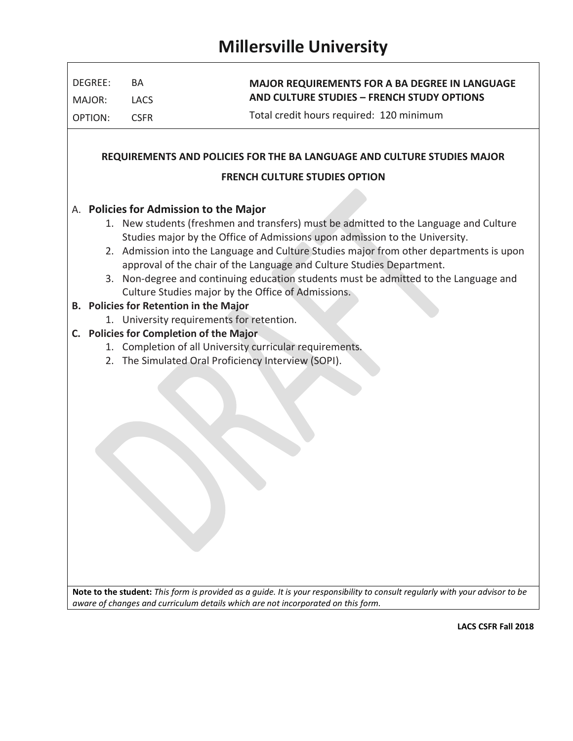# Millersville University

| DEGREE: | BA | **MAJOR REQUIREMENTS FOR A BA DEGREE IN LANGUAGE AND CULTURE STUDIES – FRENCH STUDY OPTIONS** |
| --- | --- | --- |
| MAJOR: | LACS | Total credit hours required: 120 minimum |
| OPTION: | CSFR | |

## REQUIREMENTS AND POLICIES FOR THE BA LANGUAGE AND CULTURE STUDIES MAJOR

## FRENCH CULTURE STUDIES OPTION

A. **Policies for Admission to the Major**
   1. New students (freshmen and transfers) must be admitted to the Language and Culture Studies major by the Office of Admissions upon admission to the University.
   2. Admission into the Language and Culture Studies major from other departments is upon approval of the chair of the Language and Culture Studies Department.
   3. Non-degree and continuing education students must be admitted to the Language and Culture Studies major by the Office of Admissions.

**B. Policies for Retention in the Major**
   1. University requirements for retention.

**C. Policies for Completion of the Major**
   1. Completion of all University curricular requirements.
   2. The Simulated Oral Proficiency Interview (SOPI).

**Note to the student:** *This form is provided as a guide. It is your responsibility to consult regularly with your advisor to be aware of changes and curriculum details which are not incorporated on this form.*

**LACS CSFR Fall 2018**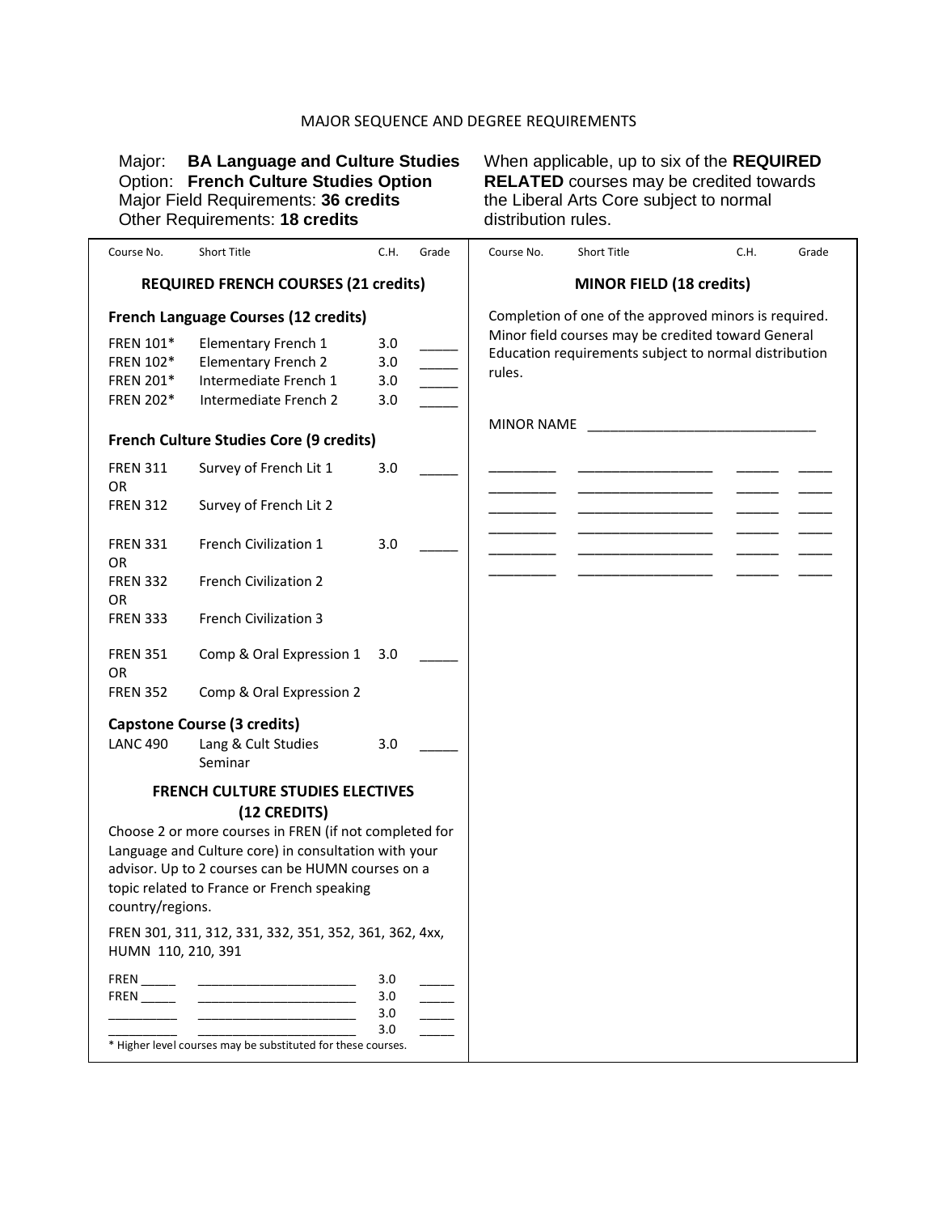MAJOR SEQUENCE AND DEGREE REQUIREMENTS

Major: **BA Language and Culture Studies**
Option: **French Culture Studies Option**
Major Field Requirements: **36 credits**
Other Requirements: **18 credits**

When applicable, up to six of the **REQUIRED RELATED** courses may be credited towards the Liberal Arts Core subject to normal distribution rules.

## REQUIRED FRENCH COURSES (21 credits)

### French Language Courses (12 credits)

| Course No. | Short Title | C.H. | Grade |
|---|---|---|---|
| FREN 101* | Elementary French 1 | 3.0 | _____ |
| FREN 102* | Elementary French 2 | 3.0 | _____ |
| FREN 201* | Intermediate French 1 | 3.0 | _____ |
| FREN 202* | Intermediate French 2 | 3.0 | _____ |

### French Culture Studies Core (9 credits)

| Course No. | Short Title | C.H. | Grade |
|---|---|---|---|
| FREN 311 OR | Survey of French Lit 1 | 3.0 | _____ |
| FREN 312 | Survey of French Lit 2 | | |
| FREN 331 OR | French Civilization 1 | 3.0 | _____ |
| FREN 332 OR | French Civilization 2 | | |
| FREN 333 | French Civilization 3 | | |
| FREN 351 OR | Comp & Oral Expression 1 | 3.0 | _____ |
| FREN 352 | Comp & Oral Expression 2 | | |

### Capstone Course (3 credits)

| Course No. | Short Title | C.H. | Grade |
|---|---|---|---|
| LANC 490 | Lang & Cult Studies Seminar | 3.0 | _____ |

## FRENCH CULTURE STUDIES ELECTIVES (12 CREDITS)

Choose 2 or more courses in FREN (if not completed for Language and Culture core) in consultation with your advisor. Up to 2 courses can be HUMN courses on a topic related to France or French speaking country/regions.

FREN 301, 311, 312, 331, 332, 351, 352, 361, 362, 4xx, HUMN 110, 210, 391

| Course No. | Short Title | C.H. | Grade |
|---|---|---|---|
| FREN _____ | ______________________ | 3.0 | _____ |
| FREN _____ | ______________________ | 3.0 | _____ |
| __________ | ______________________ | 3.0 | _____ |
| __________ | ______________________ | 3.0 | _____ |

\* Higher level courses may be substituted for these courses.

## MINOR FIELD (18 credits)

Completion of one of the approved minors is required. Minor field courses may be credited toward General Education requirements subject to normal distribution rules.

MINOR NAME ______________________________

| Course No. | Short Title | C.H. | Grade |
|---|---|---|---|
| _________ | __________________ | ______ | _____ |
| _________ | __________________ | ______ | _____ |
| _________ | __________________ | ______ | _____ |
| _________ | __________________ | ______ | _____ |
| _________ | __________________ | ______ | _____ |
| _________ | __________________ | ______ | _____ |